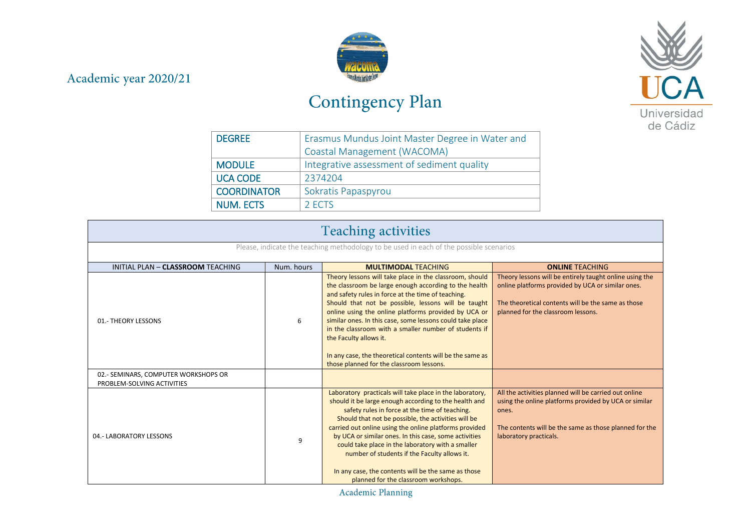Academic year 2020/21

# Contingency Plan

| | |
|---|---|
| **DEGREE** | Erasmus Mundus Joint Master Degree in Water and Coastal Management (WACOMA) |
| **MODULE** | Integrative assessment of sediment quality |
| **UCA CODE** | 2374204 |
| **COORDINATOR** | Sokratis Papaspyrou |
| **NUM. ECTS** | 2 ECTS |

## Teaching activities

Please, indicate the teaching methodology to be used in each of the possible scenarios

| INITIAL PLAN – **CLASSROOM** TEACHING | Num. hours | **MULTIMODAL** TEACHING | **ONLINE** TEACHING |
|---|---|---|---|
| 01.- THEORY LESSONS | 6 | Theory lessons will take place in the classroom, should the classroom be large enough according to the health and safety rules in force at the time of teaching. Should that not be possible, lessons will be taught online using the online platforms provided by UCA or similar ones. In this case, some lessons could take place in the classroom with a smaller number of students if the Faculty allows it.<br><br>In any case, the theoretical contents will be the same as those planned for the classroom lessons. | Theory lessons will be entirely taught online using the online platforms provided by UCA or similar ones.<br><br>The theoretical contents will be the same as those planned for the classroom lessons. |
| 02.- SEMINARS, COMPUTER WORKSHOPS OR PROBLEM-SOLVING ACTIVITIES | | | |
| 04.- LABORATORY LESSONS | 9 | Laboratory practicals will take place in the laboratory, should it be large enough according to the health and safety rules in force at the time of teaching. Should that not be possible, the activities will be carried out online using the online platforms provided by UCA or similar ones. In this case, some activities could take place in the laboratory with a smaller number of students if the Faculty allows it.<br><br>In any case, the contents will be the same as those planned for the classroom workshops. | All the activities planned will be carried out online using the online platforms provided by UCA or similar ones.<br><br>The contents will be the same as those planned for the laboratory practicals. |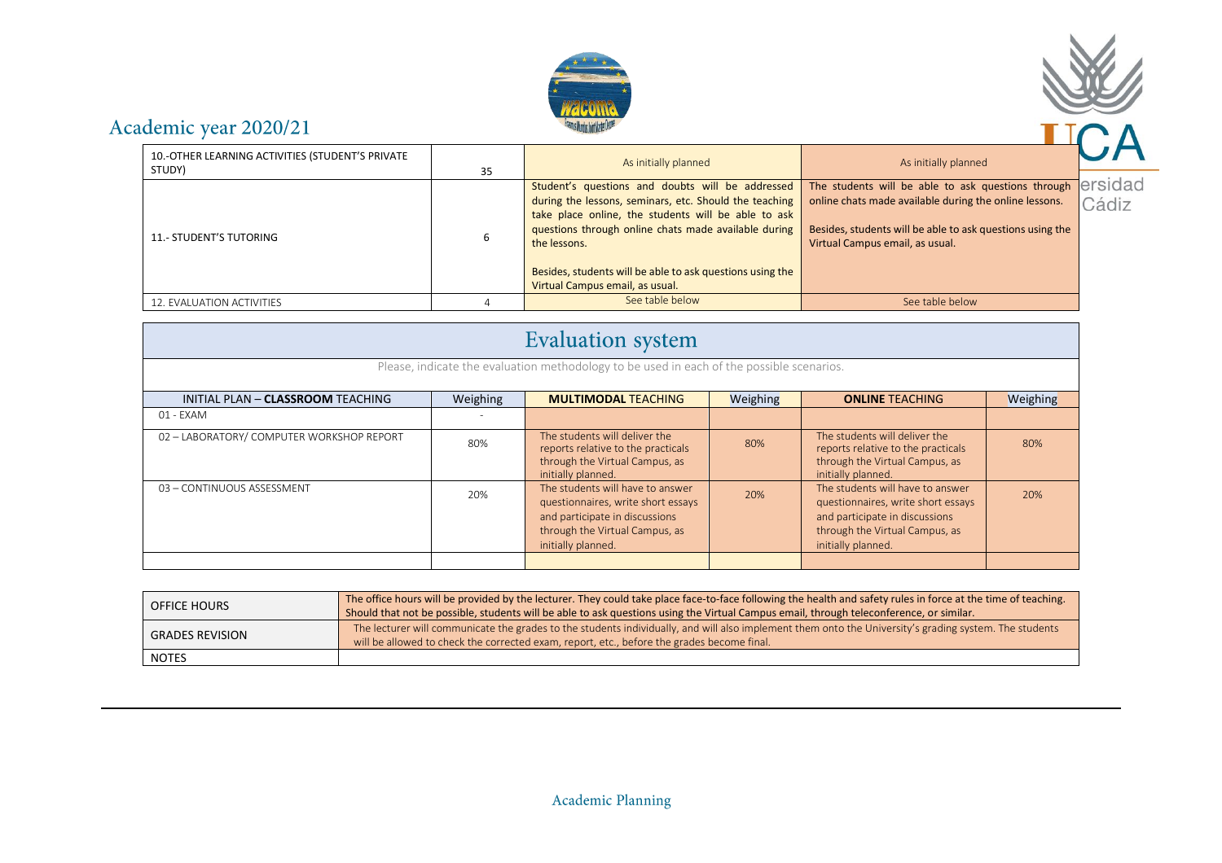# Academic year 2020/21

| | | | |
|---|---|---|---|
| 10.-OTHER LEARNING ACTIVITIES (STUDENT'S PRIVATE STUDY) | 35 | As initially planned | As initially planned |
| 11.- STUDENT'S TUTORING | 6 | Student's questions and doubts will be addressed during the lessons, seminars, etc. Should the teaching take place online, the students will be able to ask questions through online chats made available during the lessons.<br><br>Besides, students will be able to ask questions using the Virtual Campus email, as usual. | The students will be able to ask questions through online chats made available during the online lessons.<br><br>Besides, students will be able to ask questions using the Virtual Campus email, as usual. |
| 12. EVALUATION ACTIVITIES | 4 | See table below | See table below |

## Evaluation system

Please, indicate the evaluation methodology to be used in each of the possible scenarios.

| INITIAL PLAN – **CLASSROOM** TEACHING | Weighing | **MULTIMODAL** TEACHING | Weighing | **ONLINE** TEACHING | Weighing |
|---|---|---|---|---|---|
| 01 - EXAM | - | | | | |
| 02 – LABORATORY/ COMPUTER WORKSHOP REPORT | 80% | The students will deliver the reports relative to the practicals through the Virtual Campus, as initially planned. | 80% | The students will deliver the reports relative to the practicals through the Virtual Campus, as initially planned. | 80% |
| 03 – CONTINUOUS ASSESSMENT | 20% | The students will have to answer questionnaires, write short essays and participate in discussions through the Virtual Campus, as initially planned. | 20% | The students will have to answer questionnaires, write short essays and participate in discussions through the Virtual Campus, as initially planned. | 20% |
| | | | | | |

| | |
|---|---|
| OFFICE HOURS | The office hours will be provided by the lecturer. They could take place face-to-face following the health and safety rules in force at the time of teaching. Should that not be possible, students will be able to ask questions using the Virtual Campus email, through teleconference, or similar. |
| GRADES REVISION | The lecturer will communicate the grades to the students individually, and will also implement them onto the University's grading system. The students will be allowed to check the corrected exam, report, etc., before the grades become final. |
| NOTES | |

Academic Planning